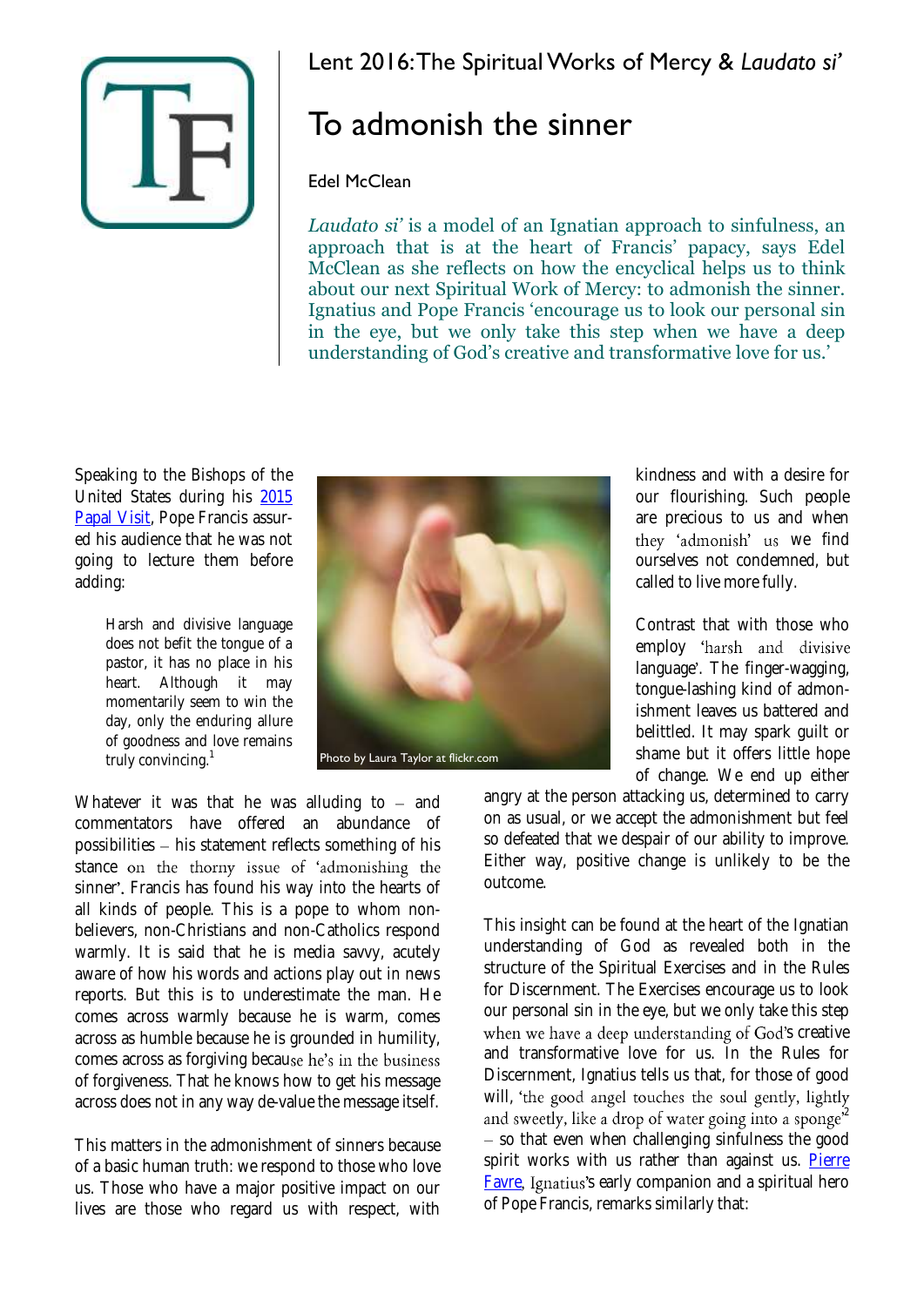Lent 2016: The Spiritual Works of Mercy & *Laudato si'*

# To admonish the sinner

Edel McClean

*Laudato si'* is a model of an Ignatian approach to sinfulness, an approach that is at the heart of Francis' papacy, says Edel McClean as she reflects on how the encyclical helps us to think about our next Spiritual Work of Mercy: to admonish the sinner. Ignatius and Pope Francis 'encourage us to look our personal sin in the eye, but we only take this step when we have a deep understanding of God's creative and transformative love for us.'

Speaking to the Bishops of the United States during his 2015 Papal Visit, Pope Francis assured his audience that he was not going to lecture them before adding:

> Harsh and divisive language does not befit the tongue of a pastor, it has no place in his heart. Although it may momentarily seem to win the day, only the enduring allure of goodness and love remains truly convincing.[1]

Photo by Laura Taylor at flickr.com

Whatever it was that he was alluding to – and commentators have offered an abundance of possibilities – his statement reflects something of his stance on the thorny issue of 'admonishing the sinner'. Francis has found his way into the hearts of all kinds of people. This is a pope to whom non-believers, non-Christians and non-Catholics respond warmly. It is said that he is media savvy, acutely aware of how his words and actions play out in news reports. But this is to underestimate the man. He comes across warmly because he is warm, comes across as humble because he is grounded in humility, comes across as forgiving because he's in the business of forgiveness. That he knows how to get his message across does not in any way de-value the message itself.

This matters in the admonishment of sinners because of a basic human truth: we respond to those who love us. Those who have a major positive impact on our lives are those who regard us with respect, with kindness and with a desire for our flourishing. Such people are precious to us and when they 'admonish' us we find ourselves not condemned, but called to live more fully.

Contrast that with those who employ 'harsh and divisive language'. The finger-wagging, tongue-lashing kind of admonishment leaves us battered and belittled. It may spark guilt or shame but it offers little hope of change. We end up either angry at the person attacking us, determined to carry on as usual, or we accept the admonishment but feel so defeated that we despair of our ability to improve. Either way, positive change is unlikely to be the outcome.

This insight can be found at the heart of the Ignatian understanding of God as revealed both in the structure of the Spiritual Exercises and in the Rules for Discernment. The Exercises encourage us to look our personal sin in the eye, but we only take this step when we have a deep understanding of God's creative and transformative love for us. In the Rules for Discernment, Ignatius tells us that, for those of good will, 'the good angel touches the soul gently, lightly and sweetly, like a drop of water going into a sponge'[2] – so that even when challenging sinfulness the good spirit works with us rather than against us. Pierre Favre, Ignatius's early companion and a spiritual hero of Pope Francis, remarks similarly that: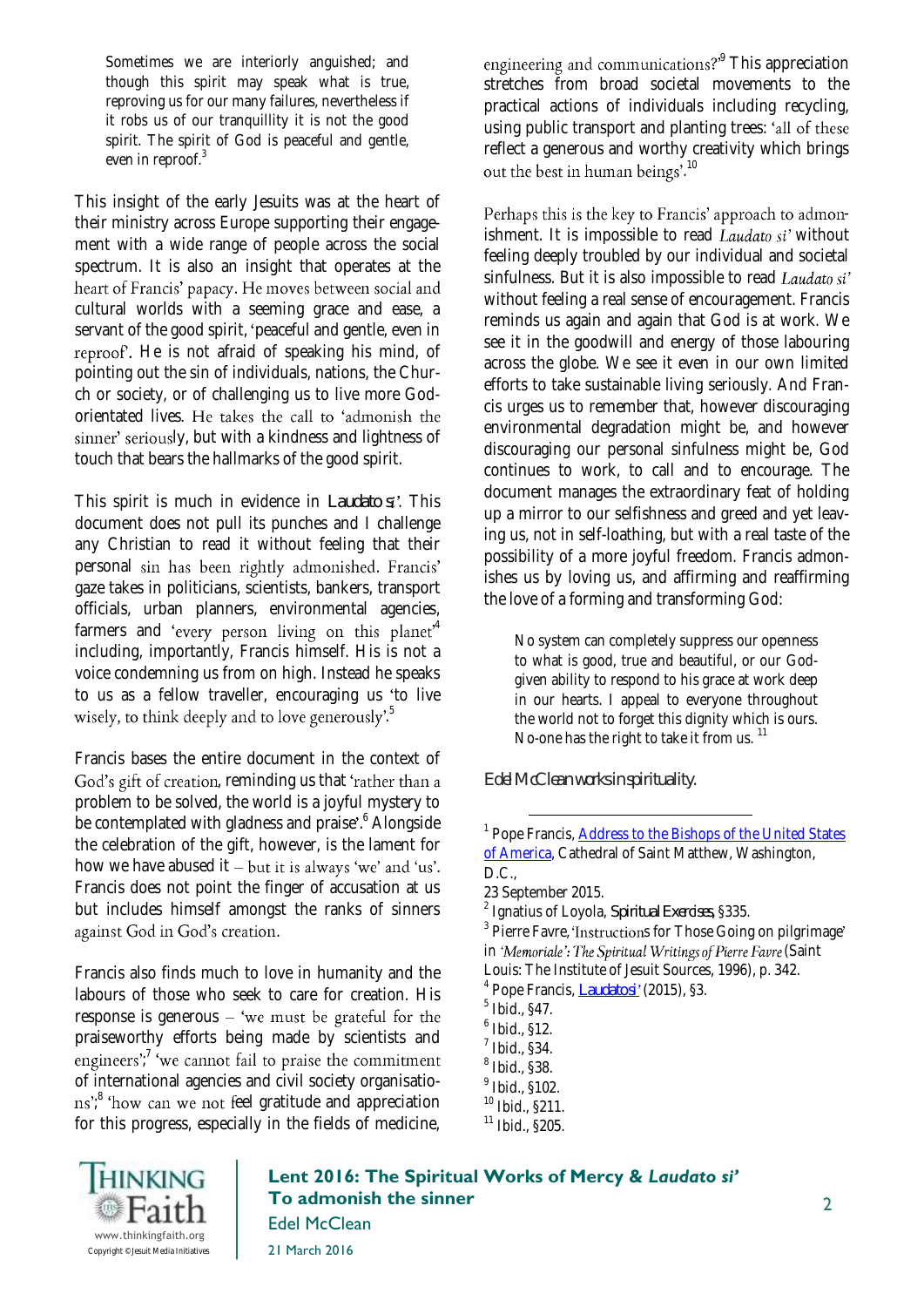> Sometimes we are interiorly anguished; and though this spirit may speak what is true, reproving us for our many failures, nevertheless if it robs us of our tranquillity it is not the good spirit. The spirit of God is peaceful and gentle, even in reproof.[3]

This insight of the early Jesuits was at the heart of their ministry across Europe supporting their engagement with a wide range of people across the social spectrum. It is also an insight that operates at the heart of Francis' papacy. He moves between social and cultural worlds with a seeming grace and ease, a servant of the good spirit, 'peaceful and gentle, even in reproof'. He is not afraid of speaking his mind, of pointing out the sin of individuals, nations, the Church or society, or of challenging us to live more God-orientated lives. He takes the call to 'admonish the sinner' seriously, but with a kindness and lightness of touch that bears the hallmarks of the good spirit.

This spirit is much in evidence in *Laudato si'*. This document does not pull its punches and I challenge any Christian to read it without feeling that their personal sin has been rightly admonished. Francis' gaze takes in politicians, scientists, bankers, transport officials, urban planners, environmental agencies, farmers and 'every person living on this planet'[4] including, importantly, Francis himself. His is not a voice condemning us from on high. Instead he speaks to us as a fellow traveller, encouraging us 'to live wisely, to think deeply and to love generously'.[5]

Francis bases the entire document in the context of God's gift of creation, reminding us that 'rather than a problem to be solved, the world is a joyful mystery to be contemplated with gladness and praise'.[6] Alongside the celebration of the gift, however, is the lament for how we have abused it – but it is always 'we' and 'us'. Francis does not point the finger of accusation at us but includes himself amongst the ranks of sinners against God in God's creation.

Francis also finds much to love in humanity and the labours of those who seek to care for creation. His response is generous – 'we must be grateful for the praiseworthy efforts being made by scientists and engineers';[7] 'we cannot fail to praise the commitment of international agencies and civil society organisations';[8] 'how can we not feel gratitude and appreciation for this progress, especially in the fields of medicine, engineering and communications?'[9] This appreciation stretches from broad societal movements to the practical actions of individuals including recycling, using public transport and planting trees: 'all of these reflect a generous and worthy creativity which brings out the best in human beings'.[10]

Perhaps this is the key to Francis' approach to admonishment. It is impossible to read *Laudato si'* without feeling deeply troubled by our individual and societal sinfulness. But it is also impossible to read *Laudato si'* without feeling a real sense of encouragement. Francis reminds us again and again that God is at work. We see it in the goodwill and energy of those labouring across the globe. We see it even in our own limited efforts to take sustainable living seriously. And Francis urges us to remember that, however discouraging environmental degradation might be, and however discouraging our personal sinfulness might be, God continues to work, to call and to encourage. The document manages the extraordinary feat of holding up a mirror to our selfishness and greed and yet leaving us, not in self-loathing, but with a real taste of the possibility of a more joyful freedom. Francis admonishes us by loving us, and affirming and reaffirming the love of a forming and transforming God:

> No system can completely suppress our openness to what is good, true and beautiful, or our God-given ability to respond to his grace at work deep in our hearts. I appeal to everyone throughout the world not to forget this dignity which is ours. No-one has the right to take it from us.[11]

*Edel McClean works in spirituality.*

---

[1] Pope Francis, [Address to the Bishops of the United States of America](), Cathedral of Saint Matthew, Washington, D.C., 23 September 2015.

[2] Ignatius of Loyola, *Spiritual Exercises*, §335.

[3] Pierre Favre, 'Instructions for Those Going on pilgrimage' in *'Memoriale': The Spiritual Writings of Pierre Favre* (Saint Louis: The Institute of Jesuit Sources, 1996), p. 342.

[4] Pope Francis, [*Laudato si'*]() (2015), §3.

[5] Ibid., §47.

[6] Ibid., §12.

[7] Ibid., §34.

[8] Ibid., §38.

[9] Ibid., §102.

[10] Ibid., §211.

[11] Ibid., §205.